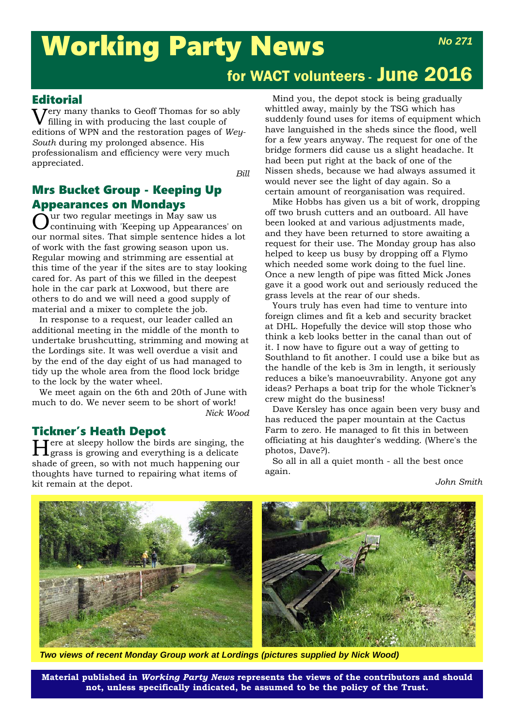# Working Party News

**No 271**

## for WACT volunteers - June 2016

### Editorial

Very many thanks to Geoff Thomas for so ably filling in with producing the last couple of editions of WPN and the restoration pages of *Wey-South* during my prolonged absence. His professionalism and efficiency were very much appreciated.

*Bill*

### Mrs Bucket Group - Keeping Up Appearances on Mondays

Our two regular meetings in May saw us continuing with 'Keeping up Appearances' on our normal sites. That simple sentence hides a lot of work with the fast growing season upon us. Regular mowing and strimming are essential at this time of the year if the sites are to stay looking cared for. As part of this we filled in the deepest hole in the car park at Loxwood, but there are others to do and we will need a good supply of material and a mixer to complete the job.

In response to a request, our leader called an additional meeting in the middle of the month to undertake brushcutting, strimming and mowing at the Lordings site. It was well overdue a visit and by the end of the day eight of us had managed to tidy up the whole area from the flood lock bridge to the lock by the water wheel.

We meet again on the 6th and 20th of June with much to do. We never seem to be short of work!

*Nick Wood*

### Tickner's Heath Depot

Here at sleepy hollow the birds are singing, the grass is growing and everything is a delicate shade of green, so with not much happening our thoughts have turned to repairing what items of kit remain at the depot.

Mind you, the depot stock is being gradually whittled away, mainly by the TSG which has suddenly found uses for items of equipment which have languished in the sheds since the flood, well for a few years anyway. The request for one of the bridge formers did cause us a slight headache. It had been put right at the back of one of the Nissen sheds, because we had always assumed it would never see the light of day again. So a certain amount of reorganisation was required.

Mike Hobbs has given us a bit of work, dropping off two brush cutters and an outboard. All have been looked at and various adjustments made, and they have been returned to store awaiting a request for their use. The Monday group has also helped to keep us busy by dropping off a Flymo which needed some work doing to the fuel line. Once a new length of pipe was fitted Mick Jones gave it a good work out and seriously reduced the grass levels at the rear of our sheds.

Yours truly has even had time to venture into foreign climes and fit a keb and security bracket at DHL. Hopefully the device will stop those who think a keb looks better in the canal than out of it. I now have to figure out a way of getting to Southland to fit another. I could use a bike but as the handle of the keb is 3m in length, it seriously reduces a bike's manoeuvrability. Anyone got any ideas? Perhaps a boat trip for the whole Tickner's crew might do the business!

Dave Kersley has once again been very busy and has reduced the paper mountain at the Cactus Farm to zero. He managed to fit this in between officiating at his daughter's wedding. (Where's the photos, Dave?).

So all in all a quiet month - all the best once again.

*John Smith*

***Two views of recent Monday Group work at Lordings (pictures supplied by Nick Wood)***

**Material published in *Working Party News* represents the views of the contributors and should not, unless specifically indicated, be assumed to be the policy of the Trust.**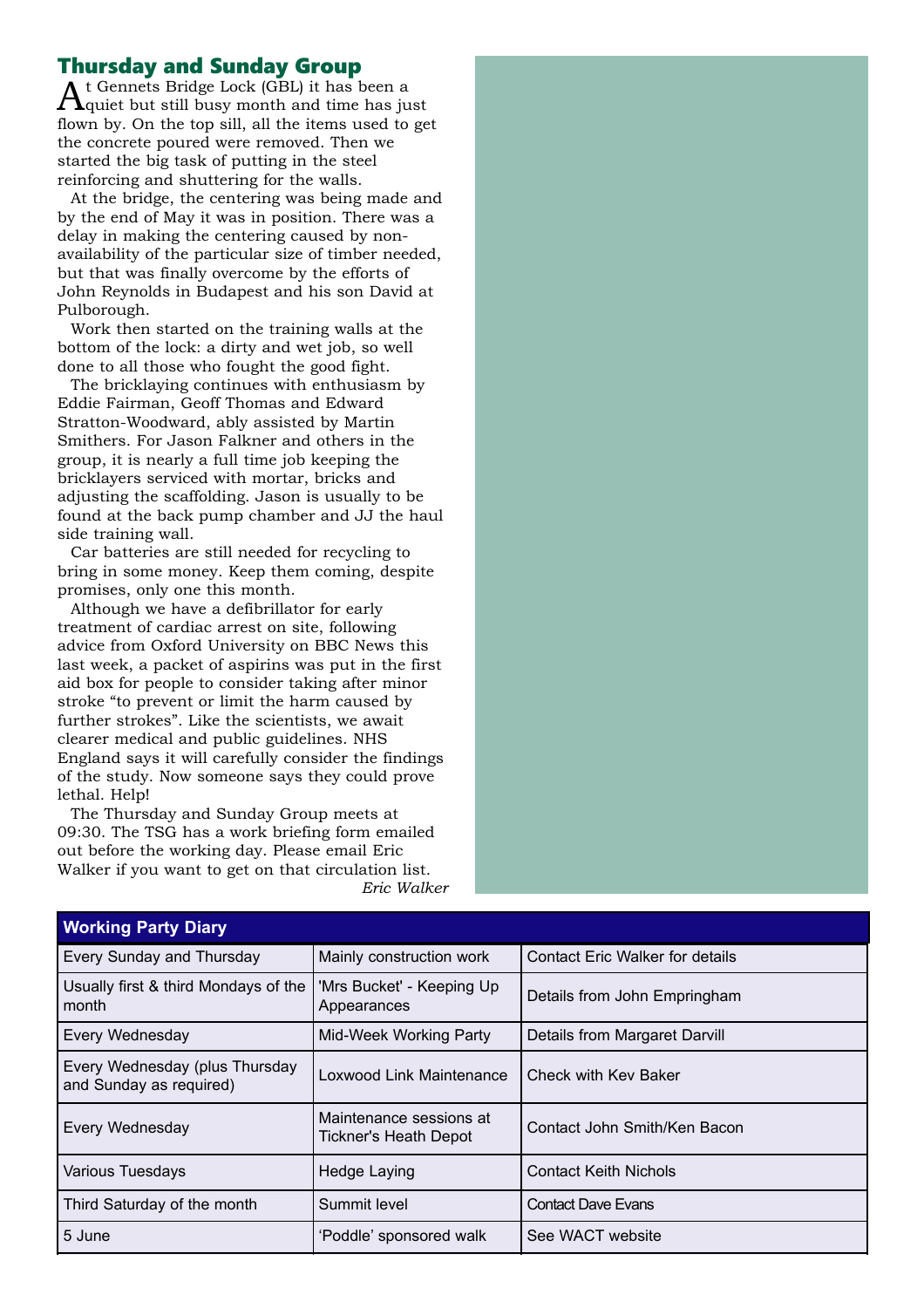## Thursday and Sunday Group

At Gennets Bridge Lock (GBL) it has been a quiet but still busy month and time has just flown by. On the top sill, all the items used to get the concrete poured were removed. Then we started the big task of putting in the steel reinforcing and shuttering for the walls.

At the bridge, the centering was being made and by the end of May it was in position. There was a delay in making the centering caused by non-availability of the particular size of timber needed, but that was finally overcome by the efforts of John Reynolds in Budapest and his son David at Pulborough.

Work then started on the training walls at the bottom of the lock: a dirty and wet job, so well done to all those who fought the good fight.

The bricklaying continues with enthusiasm by Eddie Fairman, Geoff Thomas and Edward Stratton-Woodward, ably assisted by Martin Smithers. For Jason Falkner and others in the group, it is nearly a full time job keeping the bricklayers serviced with mortar, bricks and adjusting the scaffolding. Jason is usually to be found at the back pump chamber and JJ the haul side training wall.

Car batteries are still needed for recycling to bring in some money. Keep them coming, despite promises, only one this month.

Although we have a defibrillator for early treatment of cardiac arrest on site, following advice from Oxford University on BBC News this last week, a packet of aspirins was put in the first aid box for people to consider taking after minor stroke “to prevent or limit the harm caused by further strokes”. Like the scientists, we await clearer medical and public guidelines. NHS England says it will carefully consider the findings of the study. Now someone says they could prove lethal. Help!

The Thursday and Sunday Group meets at 09:30. The TSG has a work briefing form emailed out before the working day. Please email Eric Walker if you want to get on that circulation list.

*Eric Walker*

| Working Party Diary | | |
|---|---|---|
| Every Sunday and Thursday | Mainly construction work | Contact Eric Walker for details |
| Usually first & third Mondays of the month | 'Mrs Bucket' - Keeping Up Appearances | Details from John Empringham |
| Every Wednesday | Mid-Week Working Party | Details from Margaret Darvill |
| Every Wednesday (plus Thursday and Sunday as required) | Loxwood Link Maintenance | Check with Kev Baker |
| Every Wednesday | Maintenance sessions at Tickner's Heath Depot | Contact John Smith/Ken Bacon |
| Various Tuesdays | Hedge Laying | Contact Keith Nichols |
| Third Saturday of the month | Summit level | Contact Dave Evans |
| 5 June | ‘Poddle’ sponsored walk | See WACT website |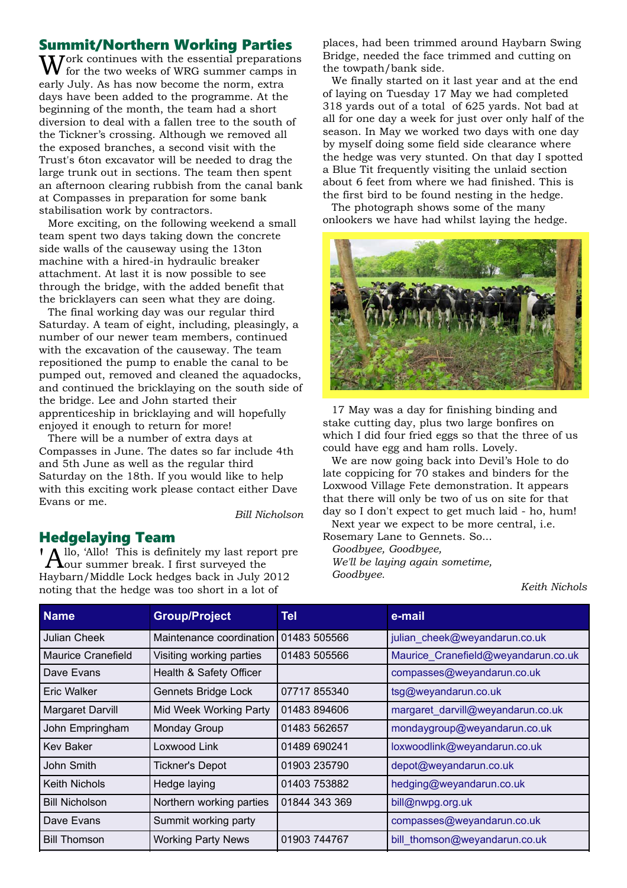## Summit/Northern Working Parties

Work continues with the essential preparations for the two weeks of WRG summer camps in early July. As has now become the norm, extra days have been added to the programme. At the beginning of the month, the team had a short diversion to deal with a fallen tree to the south of the Tickner's crossing. Although we removed all the exposed branches, a second visit with the Trust's 6ton excavator will be needed to drag the large trunk out in sections. The team then spent an afternoon clearing rubbish from the canal bank at Compasses in preparation for some bank stabilisation work by contractors.

More exciting, on the following weekend a small team spent two days taking down the concrete side walls of the causeway using the 13ton machine with a hired-in hydraulic breaker attachment. At last it is now possible to see through the bridge, with the added benefit that the bricklayers can seen what they are doing.

The final working day was our regular third Saturday. A team of eight, including, pleasingly, a number of our newer team members, continued with the excavation of the causeway. The team repositioned the pump to enable the canal to be pumped out, removed and cleaned the aquadocks, and continued the bricklaying on the south side of the bridge. Lee and John started their apprenticeship in bricklaying and will hopefully enjoyed it enough to return for more!

There will be a number of extra days at Compasses in June. The dates so far include 4th and 5th June as well as the regular third Saturday on the 18th. If you would like to help with this exciting work please contact either Dave Evans or me.

*Bill Nicholson*

## Hedgelaying Team

'Allo, 'Allo! This is definitely my last report pre our summer break. I first surveyed the Haybarn/Middle Lock hedges back in July 2012 noting that the hedge was too short in a lot of places, had been trimmed around Haybarn Swing Bridge, needed the face trimmed and cutting on the towpath/bank side.

We finally started on it last year and at the end of laying on Tuesday 17 May we had completed 318 yards out of a total of 625 yards. Not bad at all for one day a week for just over only half of the season. In May we worked two days with one day by myself doing some field side clearance where the hedge was very stunted. On that day I spotted a Blue Tit frequently visiting the unlaid section about 6 feet from where we had finished. This is the first bird to be found nesting in the hedge.

The photograph shows some of the many onlookers we have had whilst laying the hedge.

17 May was a day for finishing binding and stake cutting day, plus two large bonfires on which I did four fried eggs so that the three of us could have egg and ham rolls. Lovely.

We are now going back into Devil's Hole to do late coppicing for 70 stakes and binders for the Loxwood Village Fete demonstration. It appears that there will only be two of us on site for that day so I don't expect to get much laid - ho, hum!

Next year we expect to be more central, i.e. Rosemary Lane to Gennets. So...

*Goodbyee, Goodbyee,*
*We'll be laying again sometime,*
*Goodbyee.*

*Keith Nichols*

| Name | Group/Project | Tel | e-mail |
|---|---|---|---|
| Julian Cheek | Maintenance coordination | 01483 505566 | julian_cheek@weyandarun.co.uk |
| Maurice Cranefield | Visiting working parties | 01483 505566 | Maurice_Cranefield@weyandarun.co.uk |
| Dave Evans | Health & Safety Officer | | compasses@weyandarun.co.uk |
| Eric Walker | Gennets Bridge Lock | 07717 855340 | tsg@weyandarun.co.uk |
| Margaret Darvill | Mid Week Working Party | 01483 894606 | margaret_darvill@weyandarun.co.uk |
| John Empringham | Monday Group | 01483 562657 | mondaygroup@weyandarun.co.uk |
| Kev Baker | Loxwood Link | 01489 690241 | loxwoodlink@weyandarun.co.uk |
| John Smith | Tickner's Depot | 01903 235790 | depot@weyandarun.co.uk |
| Keith Nichols | Hedge laying | 01403 753882 | hedging@weyandarun.co.uk |
| Bill Nicholson | Northern working parties | 01844 343 369 | bill@nwpg.org.uk |
| Dave Evans | Summit working party | | compasses@weyandarun.co.uk |
| Bill Thomson | Working Party News | 01903 744767 | bill_thomson@weyandarun.co.uk |